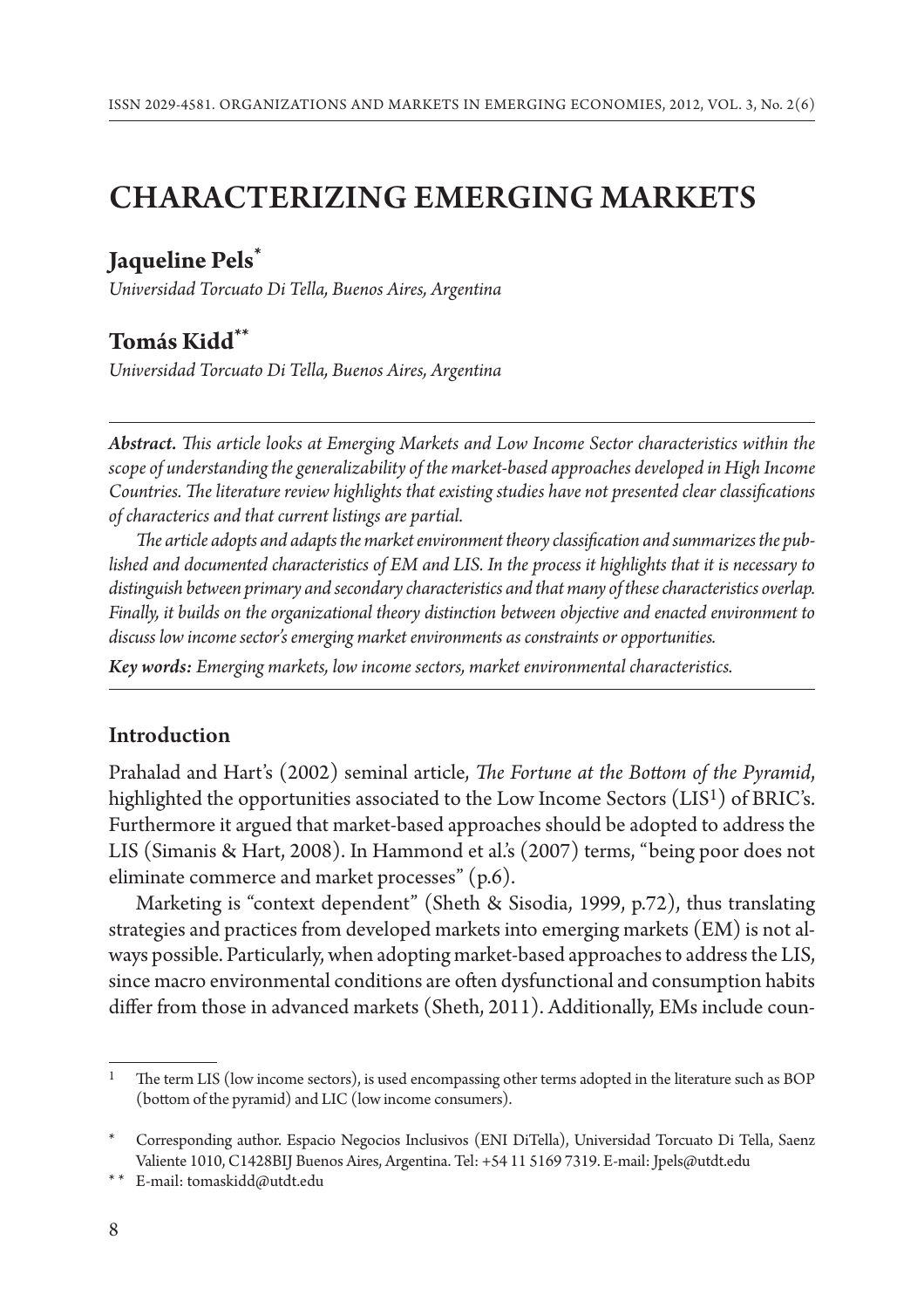# CHARACTERIZING EMERGING MARKETS

## Jaqueline Pels[*]

*Universidad Torcuato Di Tella, Buenos Aires, Argentina*

## Tomás Kidd[**]

*Universidad Torcuato Di Tella, Buenos Aires, Argentina*

***Abstract.*** *This article looks at Emerging Markets and Low Income Sector characteristics within the scope of understanding the generalizability of the market-based approaches developed in High Income Countries. The literature review highlights that existing studies have not presented clear classifications of characterics and that current listings are partial.*

*The article adopts and adapts the market environment theory classification and summarizes the published and documented characteristics of EM and LIS. In the process it highlights that it is necessary to distinguish between primary and secondary characteristics and that many of these characteristics overlap. Finally, it builds on the organizational theory distinction between objective and enacted environment to discuss low income sector's emerging market environments as constraints or opportunities.*

***Key words:*** *Emerging markets, low income sectors, market environmental characteristics.*

## Introduction

Prahalad and Hart's (2002) seminal article, *The Fortune at the Bottom of the Pyramid*, highlighted the opportunities associated to the Low Income Sectors (LIS[1]) of BRIC's. Furthermore it argued that market-based approaches should be adopted to address the LIS (Simanis & Hart, 2008). In Hammond et al.'s (2007) terms, "being poor does not eliminate commerce and market processes" (p.6).

Marketing is "context dependent" (Sheth & Sisodia, 1999, p.72), thus translating strategies and practices from developed markets into emerging markets (EM) is not always possible. Particularly, when adopting market-based approaches to address the LIS, since macro environmental conditions are often dysfunctional and consumption habits differ from those in advanced markets (Sheth, 2011). Additionally, EMs include coun-

---

[1] The term LIS (low income sectors), is used encompassing other terms adopted in the literature such as BOP (bottom of the pyramid) and LIC (low income consumers).

[*] Corresponding author. Espacio Negocios Inclusivos (ENI DiTella), Universidad Torcuato Di Tella, Saenz Valiente 1010, C1428BIJ Buenos Aires, Argentina. Tel: +54 11 5169 7319. E-mail: Jpels@utdt.edu

[**] E-mail: tomaskidd@utdt.edu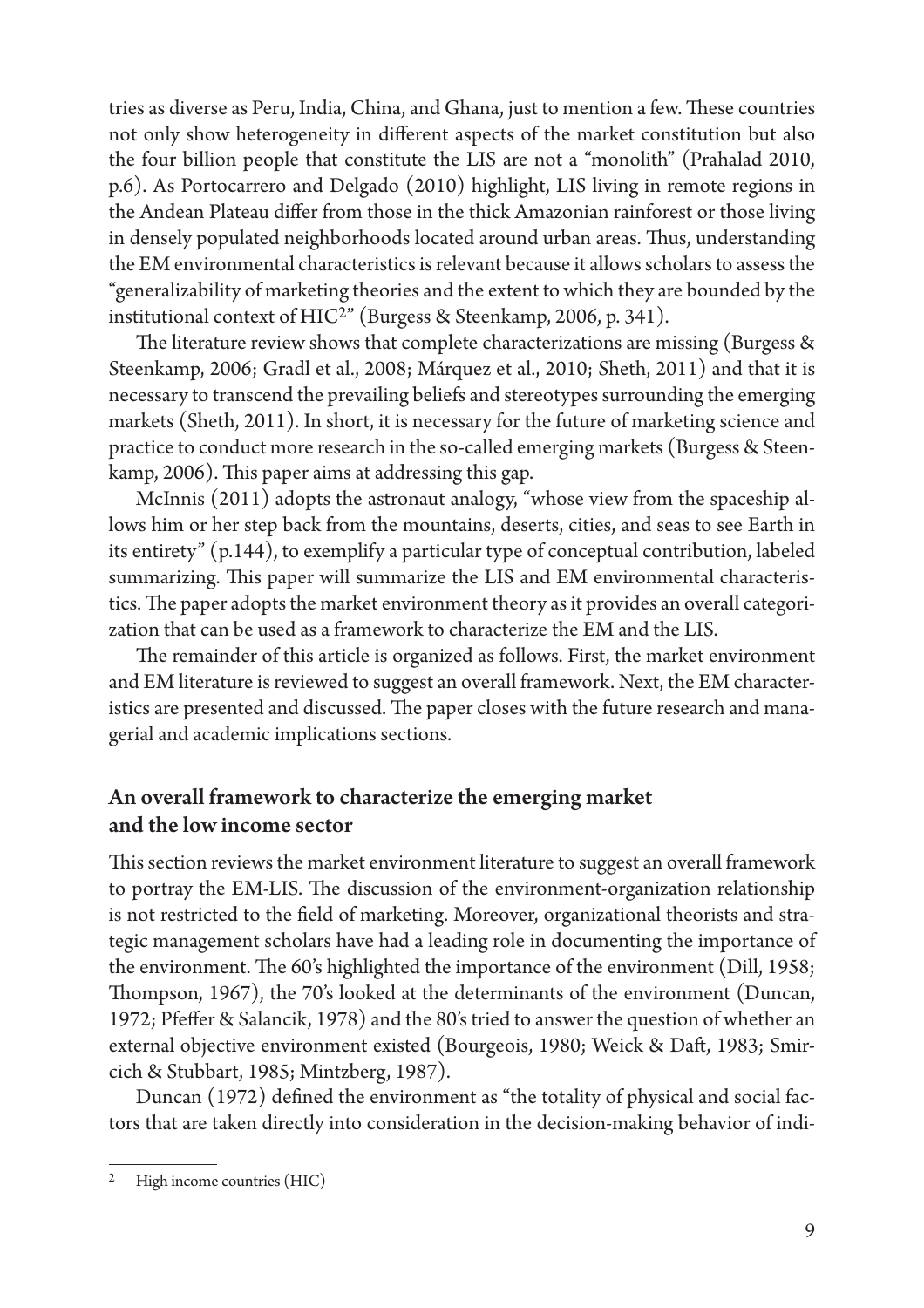tries as diverse as Peru, India, China, and Ghana, just to mention a few. These countries not only show heterogeneity in different aspects of the market constitution but also the four billion people that constitute the LIS are not a "monolith" (Prahalad 2010, p.6). As Portocarrero and Delgado (2010) highlight, LIS living in remote regions in the Andean Plateau differ from those in the thick Amazonian rainforest or those living in densely populated neighborhoods located around urban areas. Thus, understanding the EM environmental characteristics is relevant because it allows scholars to assess the "generalizability of marketing theories and the extent to which they are bounded by the institutional context of HIC[2]" (Burgess & Steenkamp, 2006, p. 341).

The literature review shows that complete characterizations are missing (Burgess & Steenkamp, 2006; Gradl et al., 2008; Márquez et al., 2010; Sheth, 2011) and that it is necessary to transcend the prevailing beliefs and stereotypes surrounding the emerging markets (Sheth, 2011). In short, it is necessary for the future of marketing science and practice to conduct more research in the so-called emerging markets (Burgess & Steenkamp, 2006). This paper aims at addressing this gap.

McInnis (2011) adopts the astronaut analogy, "whose view from the spaceship allows him or her step back from the mountains, deserts, cities, and seas to see Earth in its entirety" (p.144), to exemplify a particular type of conceptual contribution, labeled summarizing. This paper will summarize the LIS and EM environmental characteristics. The paper adopts the market environment theory as it provides an overall categorization that can be used as a framework to characterize the EM and the LIS.

The remainder of this article is organized as follows. First, the market environment and EM literature is reviewed to suggest an overall framework. Next, the EM characteristics are presented and discussed. The paper closes with the future research and managerial and academic implications sections.

## An overall framework to characterize the emerging market and the low income sector

This section reviews the market environment literature to suggest an overall framework to portray the EM-LIS. The discussion of the environment-organization relationship is not restricted to the field of marketing. Moreover, organizational theorists and strategic management scholars have had a leading role in documenting the importance of the environment. The 60's highlighted the importance of the environment (Dill, 1958; Thompson, 1967), the 70's looked at the determinants of the environment (Duncan, 1972; Pfeffer & Salancik, 1978) and the 80's tried to answer the question of whether an external objective environment existed (Bourgeois, 1980; Weick & Daft, 1983; Smircich & Stubbart, 1985; Mintzberg, 1987).

Duncan (1972) defined the environment as "the totality of physical and social factors that are taken directly into consideration in the decision-making behavior of indi-

[2] High income countries (HIC)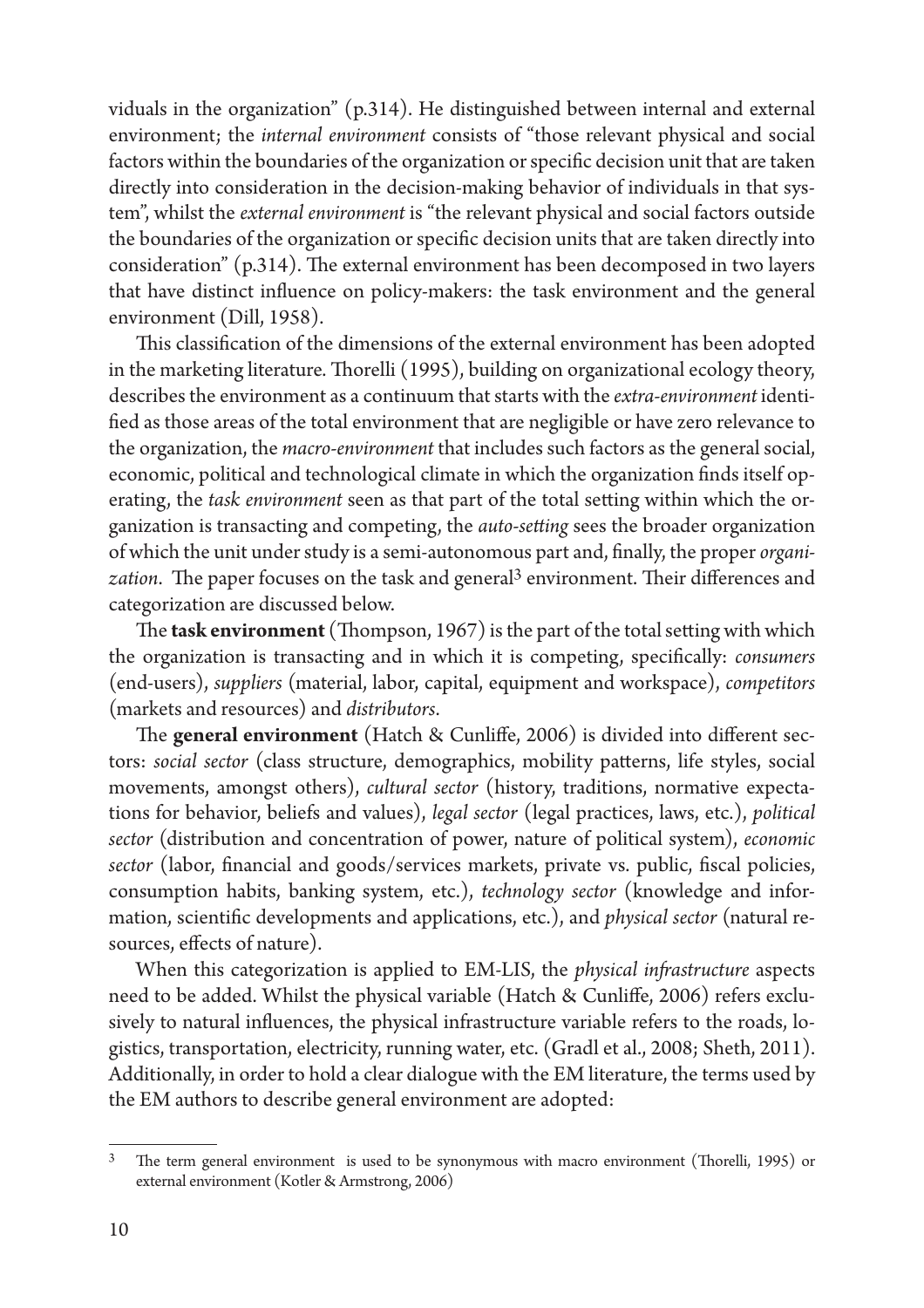viduals in the organization" (p.314). He distinguished between internal and external environment; the *internal environment* consists of "those relevant physical and social factors within the boundaries of the organization or specific decision unit that are taken directly into consideration in the decision-making behavior of individuals in that system", whilst the *external environment* is "the relevant physical and social factors outside the boundaries of the organization or specific decision units that are taken directly into consideration" (p.314). The external environment has been decomposed in two layers that have distinct influence on policy-makers: the task environment and the general environment (Dill, 1958).

This classification of the dimensions of the external environment has been adopted in the marketing literature. Thorelli (1995), building on organizational ecology theory, describes the environment as a continuum that starts with the *extra-environment* identified as those areas of the total environment that are negligible or have zero relevance to the organization, the *macro-environment* that includes such factors as the general social, economic, political and technological climate in which the organization finds itself operating, the *task environment* seen as that part of the total setting within which the organization is transacting and competing, the *auto-setting* sees the broader organization of which the unit under study is a semi-autonomous part and, finally, the proper *organization*. The paper focuses on the task and general[3] environment. Their differences and categorization are discussed below.

The **task environment** (Thompson, 1967) is the part of the total setting with which the organization is transacting and in which it is competing, specifically: *consumers* (end-users), *suppliers* (material, labor, capital, equipment and workspace), *competitors* (markets and resources) and *distributors*.

The **general environment** (Hatch & Cunliffe, 2006) is divided into different sectors: *social sector* (class structure, demographics, mobility patterns, life styles, social movements, amongst others), *cultural sector* (history, traditions, normative expectations for behavior, beliefs and values), *legal sector* (legal practices, laws, etc.), *political sector* (distribution and concentration of power, nature of political system), *economic sector* (labor, financial and goods/services markets, private vs. public, fiscal policies, consumption habits, banking system, etc.), *technology sector* (knowledge and information, scientific developments and applications, etc.), and *physical sector* (natural resources, effects of nature).

When this categorization is applied to EM-LIS, the *physical infrastructure* aspects need to be added. Whilst the physical variable (Hatch & Cunliffe, 2006) refers exclusively to natural influences, the physical infrastructure variable refers to the roads, logistics, transportation, electricity, running water, etc. (Gradl et al., 2008; Sheth, 2011). Additionally, in order to hold a clear dialogue with the EM literature, the terms used by the EM authors to describe general environment are adopted:

[3] The term general environment is used to be synonymous with macro environment (Thorelli, 1995) or external environment (Kotler & Armstrong, 2006)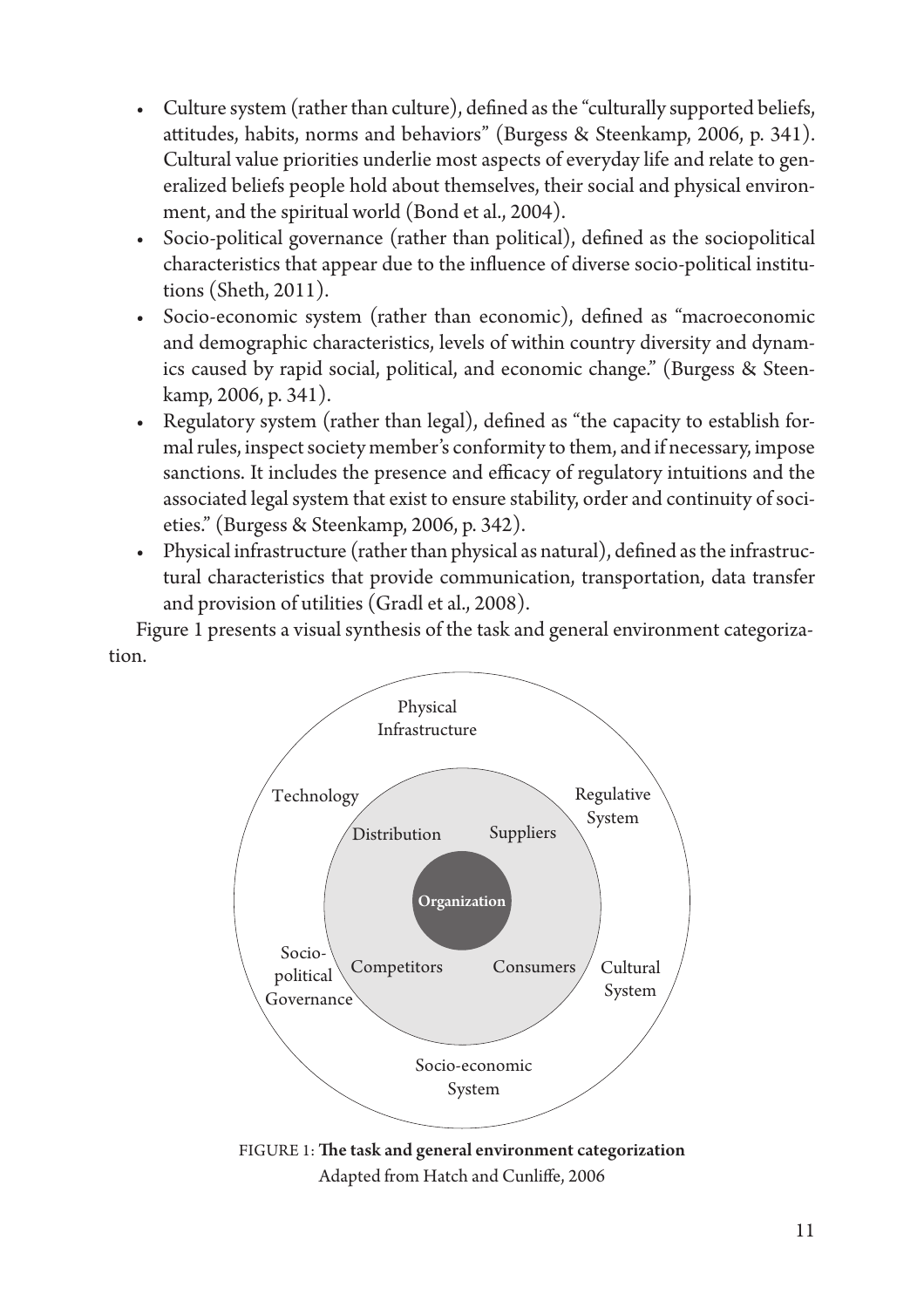- Culture system (rather than culture), defined as the "culturally supported beliefs, attitudes, habits, norms and behaviors" (Burgess & Steenkamp, 2006, p. 341). Cultural value priorities underlie most aspects of everyday life and relate to generalized beliefs people hold about themselves, their social and physical environment, and the spiritual world (Bond et al., 2004).
- Socio-political governance (rather than political), defined as the sociopolitical characteristics that appear due to the influence of diverse socio-political institutions (Sheth, 2011).
- Socio-economic system (rather than economic), defined as "macroeconomic and demographic characteristics, levels of within country diversity and dynamics caused by rapid social, political, and economic change." (Burgess & Steenkamp, 2006, p. 341).
- Regulatory system (rather than legal), defined as "the capacity to establish formal rules, inspect society member's conformity to them, and if necessary, impose sanctions. It includes the presence and efficacy of regulatory intuitions and the associated legal system that exist to ensure stability, order and continuity of societies." (Burgess & Steenkamp, 2006, p. 342).
- Physical infrastructure (rather than physical as natural), defined as the infrastructural characteristics that provide communication, transportation, data transfer and provision of utilities (Gradl et al., 2008).

Figure 1 presents a visual synthesis of the task and general environment categorization.

Physical Infrastructure

Technology

Regulative System

Distribution

Suppliers

**Organization**

Socio-political Governance

Competitors

Consumers

Cultural System

Socio-economic System

FIGURE 1: **The task and general environment categorization**
Adapted from Hatch and Cunliffe, 2006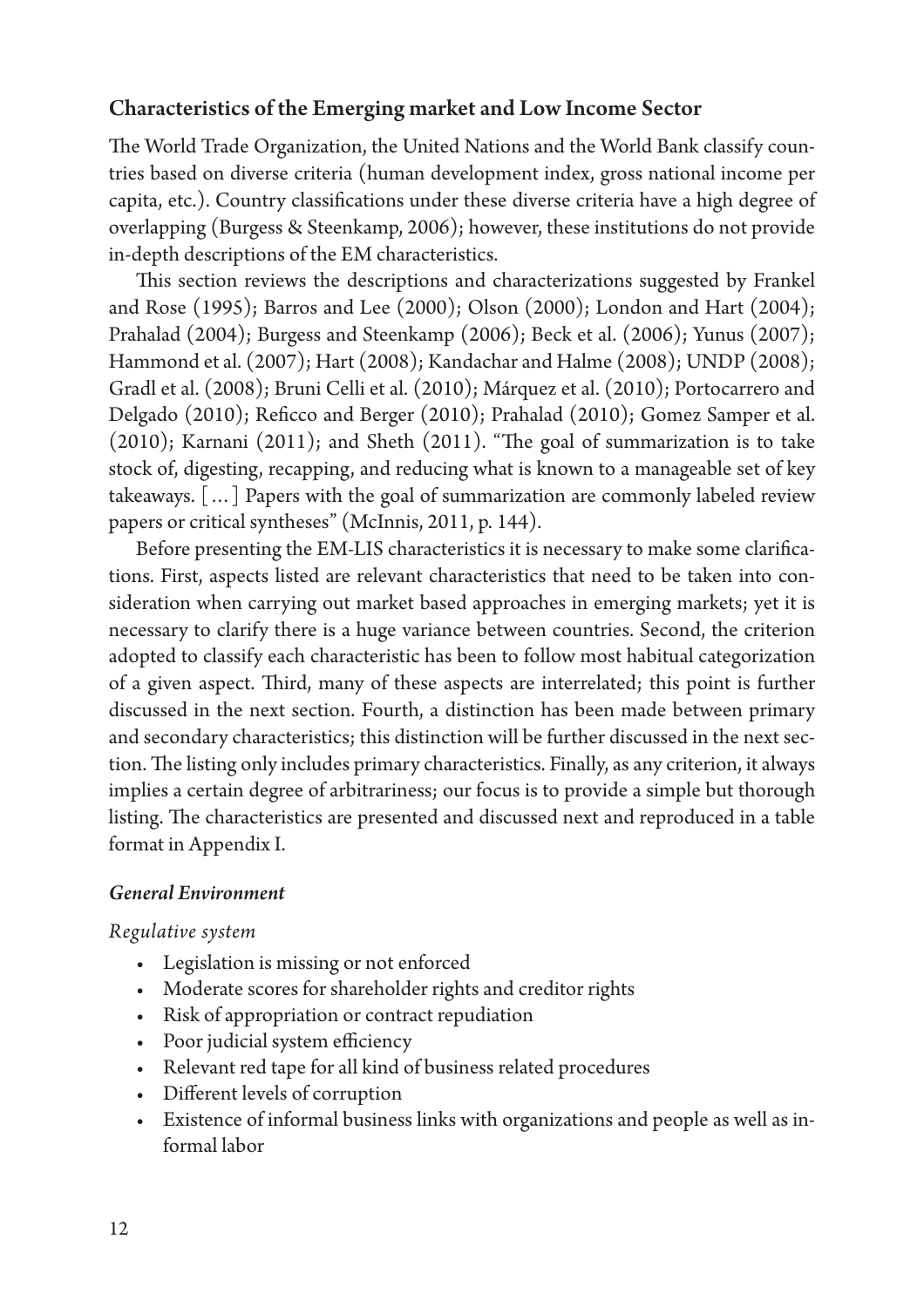## Characteristics of the Emerging market and Low Income Sector

The World Trade Organization, the United Nations and the World Bank classify countries based on diverse criteria (human development index, gross national income per capita, etc.). Country classifications under these diverse criteria have a high degree of overlapping (Burgess & Steenkamp, 2006); however, these institutions do not provide in-depth descriptions of the EM characteristics.

This section reviews the descriptions and characterizations suggested by Frankel and Rose (1995); Barros and Lee (2000); Olson (2000); London and Hart (2004); Prahalad (2004); Burgess and Steenkamp (2006); Beck et al. (2006); Yunus (2007); Hammond et al. (2007); Hart (2008); Kandachar and Halme (2008); UNDP (2008); Gradl et al. (2008); Bruni Celli et al. (2010); Márquez et al. (2010); Portocarrero and Delgado (2010); Reficco and Berger (2010); Prahalad (2010); Gomez Samper et al. (2010); Karnani (2011); and Sheth (2011). "The goal of summarization is to take stock of, digesting, recapping, and reducing what is known to a manageable set of key takeaways. [...] Papers with the goal of summarization are commonly labeled review papers or critical syntheses" (McInnis, 2011, p. 144).

Before presenting the EM-LIS characteristics it is necessary to make some clarifications. First, aspects listed are relevant characteristics that need to be taken into consideration when carrying out market based approaches in emerging markets; yet it is necessary to clarify there is a huge variance between countries. Second, the criterion adopted to classify each characteristic has been to follow most habitual categorization of a given aspect. Third, many of these aspects are interrelated; this point is further discussed in the next section. Fourth, a distinction has been made between primary and secondary characteristics; this distinction will be further discussed in the next section. The listing only includes primary characteristics. Finally, as any criterion, it always implies a certain degree of arbitrariness; our focus is to provide a simple but thorough listing. The characteristics are presented and discussed next and reproduced in a table format in Appendix I.

### *General Environment*

*Regulative system*

- Legislation is missing or not enforced
- Moderate scores for shareholder rights and creditor rights
- Risk of appropriation or contract repudiation
- Poor judicial system efficiency
- Relevant red tape for all kind of business related procedures
- Different levels of corruption
- Existence of informal business links with organizations and people as well as informal labor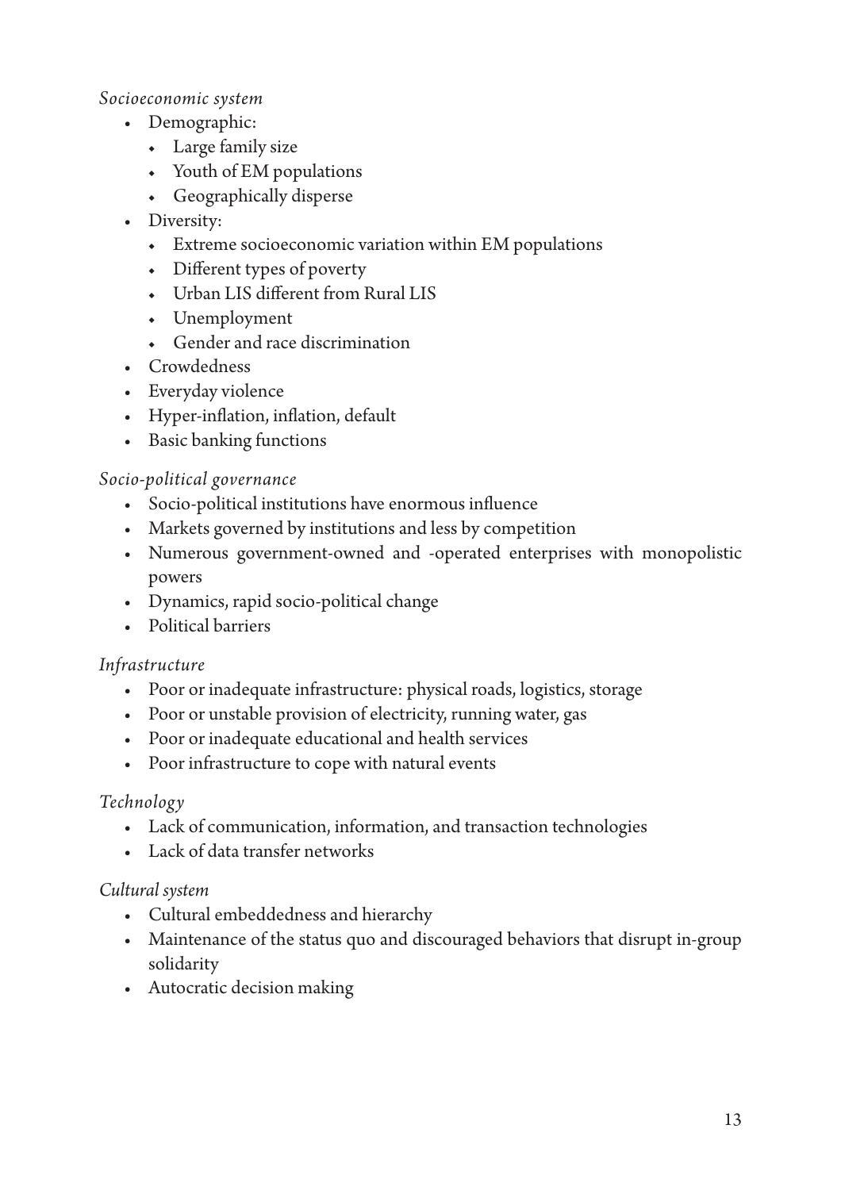*Socioeconomic system*

- Demographic:
  - Large family size
  - Youth of EM populations
  - Geographically disperse
- Diversity:
  - Extreme socioeconomic variation within EM populations
  - Different types of poverty
  - Urban LIS different from Rural LIS
  - Unemployment
  - Gender and race discrimination
- Crowdedness
- Everyday violence
- Hyper-inflation, inflation, default
- Basic banking functions

*Socio-political governance*

- Socio-political institutions have enormous influence
- Markets governed by institutions and less by competition
- Numerous government-owned and -operated enterprises with monopolistic powers
- Dynamics, rapid socio-political change
- Political barriers

*Infrastructure*

- Poor or inadequate infrastructure: physical roads, logistics, storage
- Poor or unstable provision of electricity, running water, gas
- Poor or inadequate educational and health services
- Poor infrastructure to cope with natural events

*Technology*

- Lack of communication, information, and transaction technologies
- Lack of data transfer networks

*Cultural system*

- Cultural embeddedness and hierarchy
- Maintenance of the status quo and discouraged behaviors that disrupt in-group solidarity
- Autocratic decision making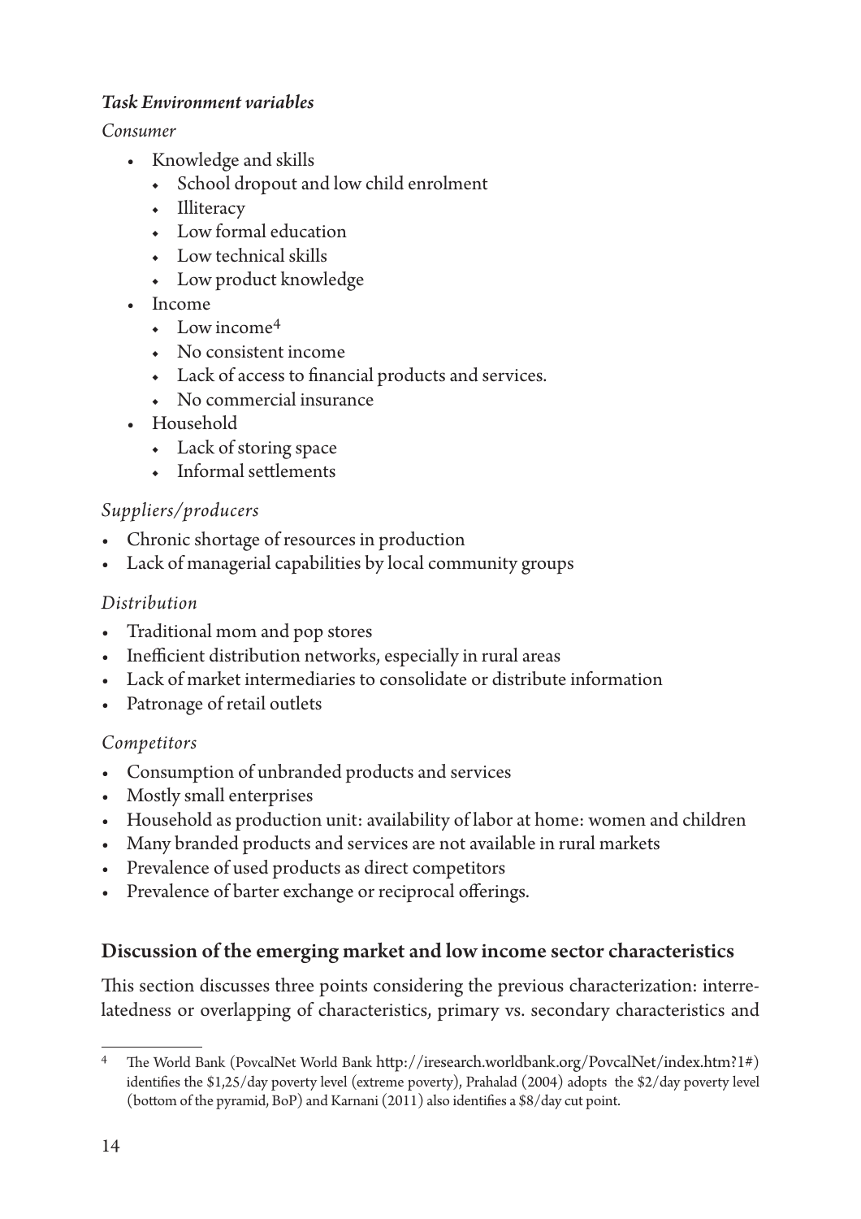***Task Environment variables***

*Consumer*

- Knowledge and skills
  - School dropout and low child enrolment
  - Illiteracy
  - Low formal education
  - Low technical skills
  - Low product knowledge
- Income
  - Low income[4]
  - No consistent income
  - Lack of access to financial products and services.
  - No commercial insurance
- Household
  - Lack of storing space
  - Informal settlements

*Suppliers/producers*

- Chronic shortage of resources in production
- Lack of managerial capabilities by local community groups

*Distribution*

- Traditional mom and pop stores
- Inefficient distribution networks, especially in rural areas
- Lack of market intermediaries to consolidate or distribute information
- Patronage of retail outlets

*Competitors*

- Consumption of unbranded products and services
- Mostly small enterprises
- Household as production unit: availability of labor at home: women and children
- Many branded products and services are not available in rural markets
- Prevalence of used products as direct competitors
- Prevalence of barter exchange or reciprocal offerings.

## Discussion of the emerging market and low income sector characteristics

This section discusses three points considering the previous characterization: interrelatedness or overlapping of characteristics, primary vs. secondary characteristics and

[4] The World Bank (PovcalNet World Bank http://iresearch.worldbank.org/PovcalNet/index.htm?1#) identifies the $1,25/day poverty level (extreme poverty), Prahalad (2004) adopts the $2/day poverty level (bottom of the pyramid, BoP) and Karnani (2011) also identifies a $8/day cut point.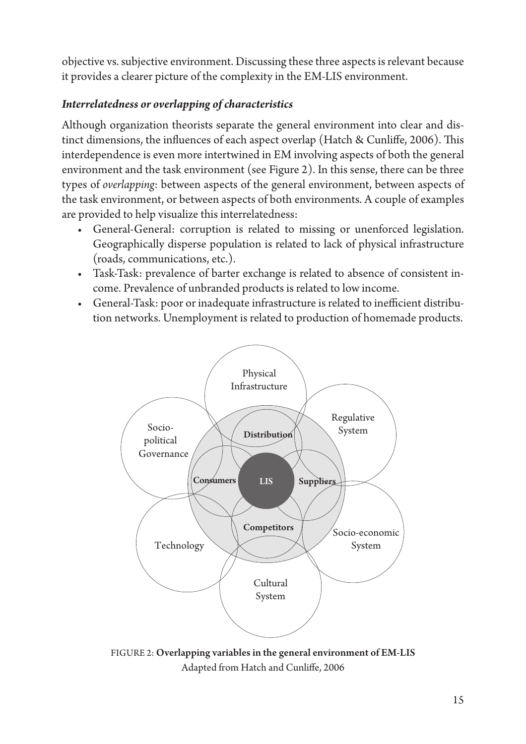objective vs. subjective environment. Discussing these three aspects is relevant because it provides a clearer picture of the complexity in the EM-LIS environment.

### *Interrelatedness or overlapping of characteristics*

Although organization theorists separate the general environment into clear and distinct dimensions, the influences of each aspect overlap (Hatch & Cunliffe, 2006). This interdependence is even more intertwined in EM involving aspects of both the general environment and the task environment (see Figure 2). In this sense, there can be three types of *overlapping*: between aspects of the general environment, between aspects of the task environment, or between aspects of both environments. A couple of examples are provided to help visualize this interrelatedness:

- General-General: corruption is related to missing or unenforced legislation. Geographically disperse population is related to lack of physical infrastructure (roads, communications, etc.).
- Task-Task: prevalence of barter exchange is related to absence of consistent income. Prevalence of unbranded products is related to low income.
- General-Task: poor or inadequate infrastructure is related to inefficient distribution networks. Unemployment is related to production of homemade products.

Physical Infrastructure

Socio-political Governance

Regulative System

Distribution

Consumers

LIS

Suppliers

Competitors

Technology

Socio-economic System

Cultural System

FIGURE 2: **Overlapping variables in the general environment of EM-LIS**
Adapted from Hatch and Cunliffe, 2006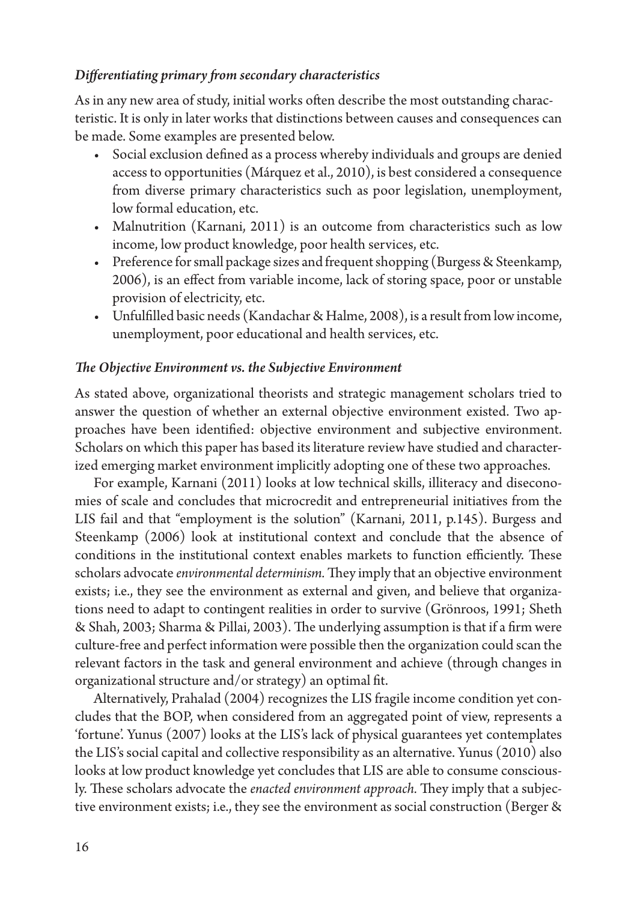### *Differentiating primary from secondary characteristics*

As in any new area of study, initial works often describe the most outstanding characteristic. It is only in later works that distinctions between causes and consequences can be made. Some examples are presented below.

- Social exclusion defined as a process whereby individuals and groups are denied access to opportunities (Márquez et al., 2010), is best considered a consequence from diverse primary characteristics such as poor legislation, unemployment, low formal education, etc.
- Malnutrition (Karnani, 2011) is an outcome from characteristics such as low income, low product knowledge, poor health services, etc.
- Preference for small package sizes and frequent shopping (Burgess & Steenkamp, 2006), is an effect from variable income, lack of storing space, poor or unstable provision of electricity, etc.
- Unfulfilled basic needs (Kandachar & Halme, 2008), is a result from low income, unemployment, poor educational and health services, etc.

### *The Objective Environment vs. the Subjective Environment*

As stated above, organizational theorists and strategic management scholars tried to answer the question of whether an external objective environment existed. Two approaches have been identified: objective environment and subjective environment. Scholars on which this paper has based its literature review have studied and characterized emerging market environment implicitly adopting one of these two approaches.

For example, Karnani (2011) looks at low technical skills, illiteracy and diseconomies of scale and concludes that microcredit and entrepreneurial initiatives from the LIS fail and that "employment is the solution" (Karnani, 2011, p.145). Burgess and Steenkamp (2006) look at institutional context and conclude that the absence of conditions in the institutional context enables markets to function efficiently. These scholars advocate *environmental determinism.* They imply that an objective environment exists; i.e., they see the environment as external and given, and believe that organizations need to adapt to contingent realities in order to survive (Grönroos, 1991; Sheth & Shah, 2003; Sharma & Pillai, 2003). The underlying assumption is that if a firm were culture-free and perfect information were possible then the organization could scan the relevant factors in the task and general environment and achieve (through changes in organizational structure and/or strategy) an optimal fit.

Alternatively, Prahalad (2004) recognizes the LIS fragile income condition yet concludes that the BOP, when considered from an aggregated point of view, represents a 'fortune'. Yunus (2007) looks at the LIS's lack of physical guarantees yet contemplates the LIS's social capital and collective responsibility as an alternative. Yunus (2010) also looks at low product knowledge yet concludes that LIS are able to consume consciously. These scholars advocate the *enacted environment approach.* They imply that a subjective environment exists; i.e., they see the environment as social construction (Berger &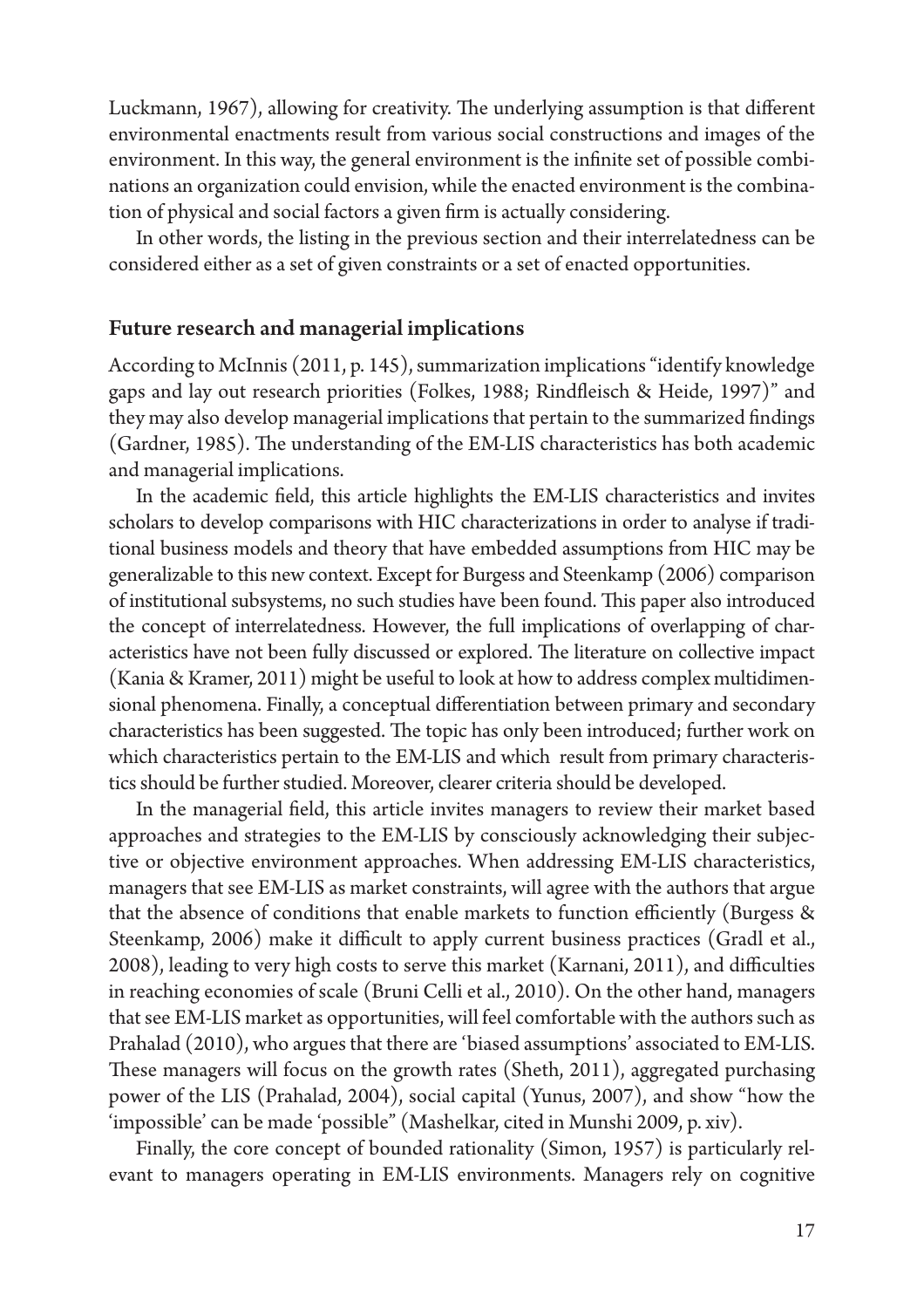Luckmann, 1967), allowing for creativity. The underlying assumption is that different environmental enactments result from various social constructions and images of the environment. In this way, the general environment is the infinite set of possible combinations an organization could envision, while the enacted environment is the combination of physical and social factors a given firm is actually considering.

In other words, the listing in the previous section and their interrelatedness can be considered either as a set of given constraints or a set of enacted opportunities.

## Future research and managerial implications

According to McInnis (2011, p. 145), summarization implications "identify knowledge gaps and lay out research priorities (Folkes, 1988; Rindfleisch & Heide, 1997)" and they may also develop managerial implications that pertain to the summarized findings (Gardner, 1985). The understanding of the EM-LIS characteristics has both academic and managerial implications.

In the academic field, this article highlights the EM-LIS characteristics and invites scholars to develop comparisons with HIC characterizations in order to analyse if traditional business models and theory that have embedded assumptions from HIC may be generalizable to this new context. Except for Burgess and Steenkamp (2006) comparison of institutional subsystems, no such studies have been found. This paper also introduced the concept of interrelatedness. However, the full implications of overlapping of characteristics have not been fully discussed or explored. The literature on collective impact (Kania & Kramer, 2011) might be useful to look at how to address complex multidimensional phenomena. Finally, a conceptual differentiation between primary and secondary characteristics has been suggested. The topic has only been introduced; further work on which characteristics pertain to the EM-LIS and which result from primary characteristics should be further studied. Moreover, clearer criteria should be developed.

In the managerial field, this article invites managers to review their market based approaches and strategies to the EM-LIS by consciously acknowledging their subjective or objective environment approaches. When addressing EM-LIS characteristics, managers that see EM-LIS as market constraints, will agree with the authors that argue that the absence of conditions that enable markets to function efficiently (Burgess & Steenkamp, 2006) make it difficult to apply current business practices (Gradl et al., 2008), leading to very high costs to serve this market (Karnani, 2011), and difficulties in reaching economies of scale (Bruni Celli et al., 2010). On the other hand, managers that see EM-LIS market as opportunities, will feel comfortable with the authors such as Prahalad (2010), who argues that there are 'biased assumptions' associated to EM-LIS. These managers will focus on the growth rates (Sheth, 2011), aggregated purchasing power of the LIS (Prahalad, 2004), social capital (Yunus, 2007), and show "how the 'impossible' can be made 'possible" (Mashelkar, cited in Munshi 2009, p. xiv).

Finally, the core concept of bounded rationality (Simon, 1957) is particularly relevant to managers operating in EM-LIS environments. Managers rely on cognitive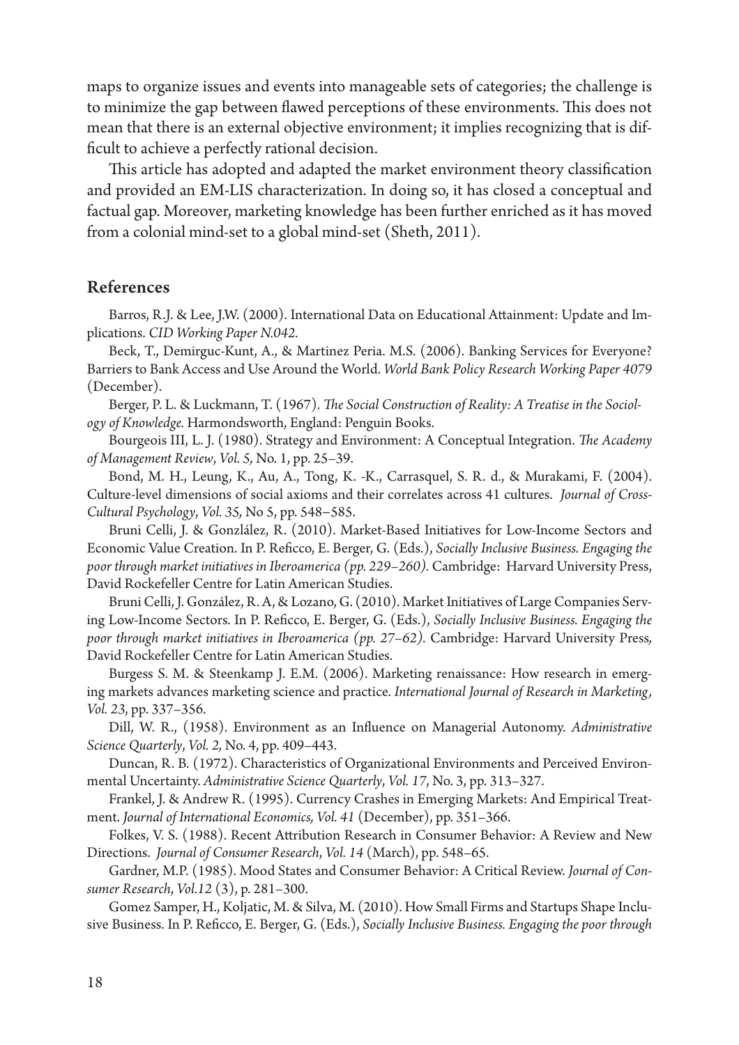maps to organize issues and events into manageable sets of categories; the challenge is to minimize the gap between flawed perceptions of these environments. This does not mean that there is an external objective environment; it implies recognizing that is difficult to achieve a perfectly rational decision.

This article has adopted and adapted the market environment theory classification and provided an EM-LIS characterization. In doing so, it has closed a conceptual and factual gap. Moreover, marketing knowledge has been further enriched as it has moved from a colonial mind-set to a global mind-set (Sheth, 2011).

## References

Barros, R.J. & Lee, J.W. (2000). International Data on Educational Attainment: Update and Implications. *CID Working Paper N.042.*

Beck, T., Demirguc-Kunt, A., & Martinez Peria. M.S. (2006). Banking Services for Everyone? Barriers to Bank Access and Use Around the World. *World Bank Policy Research Working Paper 4079* (December).

Berger, P. L. & Luckmann, T. (1967). *The Social Construction of Reality: A Treatise in the Sociology of Knowledge.* Harmondsworth, England: Penguin Books.

Bourgeois III, L. J. (1980). Strategy and Environment: A Conceptual Integration. *The Academy of Management Review*, *Vol. 5,* No. 1, pp. 25–39.

Bond, M. H., Leung, K., Au, A., Tong, K. -K., Carrasquel, S. R. d., & Murakami, F. (2004). Culture-level dimensions of social axioms and their correlates across 41 cultures. *Journal of Cross-Cultural Psychology*, *Vol. 35,* No 5, pp. 548–585.

Bruni Celli, J. & Gonzlález, R. (2010). Market-Based Initiatives for Low-Income Sectors and Economic Value Creation. In P. Reficco, E. Berger, G. (Eds.), *Socially Inclusive Business. Engaging the poor through market initiatives in Iberoamerica (pp. 229–260).* Cambridge: Harvard University Press, David Rockefeller Centre for Latin American Studies.

Bruni Celli, J. González, R. A, & Lozano, G. (2010). Market Initiatives of Large Companies Serving Low-Income Sectors. In P. Reficco, E. Berger, G. (Eds.), *Socially Inclusive Business. Engaging the poor through market initiatives in Iberoamerica (pp. 27–62).* Cambridge: Harvard University Press, David Rockefeller Centre for Latin American Studies.

Burgess S. M. & Steenkamp J. E.M. (2006). Marketing renaissance: How research in emerging markets advances marketing science and practice. *International Journal of Research in Marketing*, *Vol. 23*, pp. 337–356.

Dill, W. R., (1958). Environment as an Influence on Managerial Autonomy. *Administrative Science Quarterly*, *Vol. 2,* No. 4, pp. 409–443.

Duncan, R. B. (1972). Characteristics of Organizational Environments and Perceived Environmental Uncertainty. *Administrative Science Quarterly*, *Vol. 17,* No. 3, pp. 313–327.

Frankel, J. & Andrew R. (1995). Currency Crashes in Emerging Markets: And Empirical Treatment. *Journal of International Economics, Vol. 41* (December), pp. 351–366.

Folkes, V. S. (1988). Recent Attribution Research in Consumer Behavior: A Review and New Directions. *Journal of Consumer Research*, *Vol. 14* (March), pp. 548–65.

Gardner, M.P. (1985). Mood States and Consumer Behavior: A Critical Review. *Journal of Consumer Research*, *Vol.12* (3), p. 281–300.

Gomez Samper, H., Koljatic, M. & Silva, M. (2010). How Small Firms and Startups Shape Inclusive Business. In P. Reficco, E. Berger, G. (Eds.), *Socially Inclusive Business. Engaging the poor through*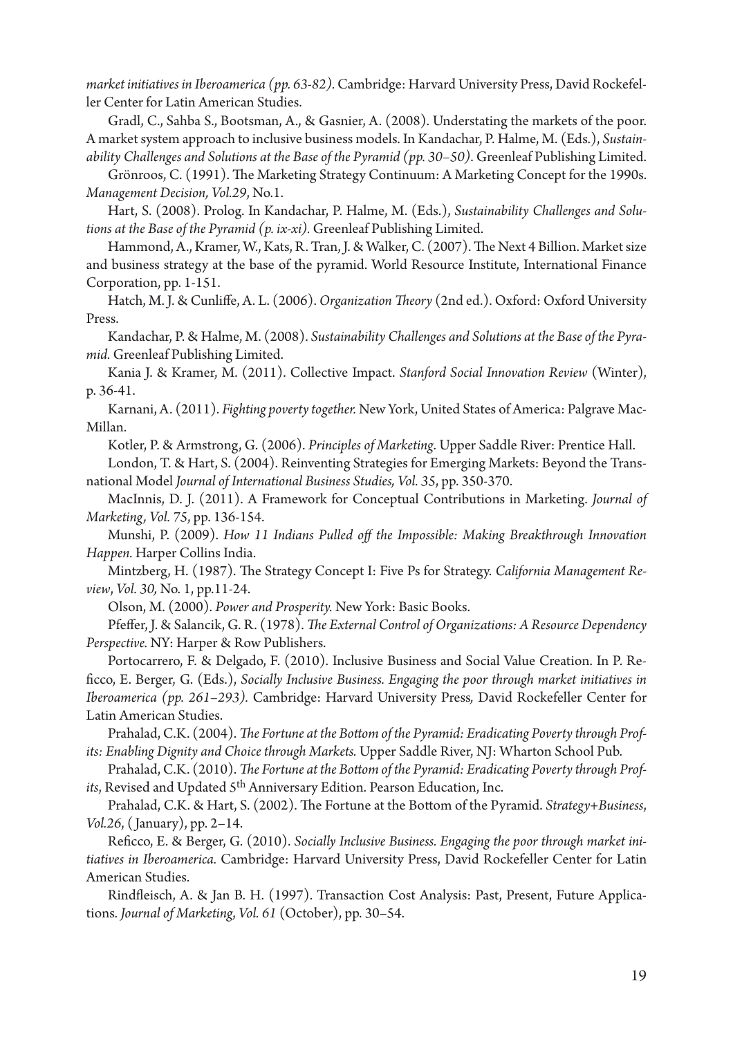*market initiatives in Iberoamerica (pp. 63-82).* Cambridge: Harvard University Press, David Rockefeller Center for Latin American Studies.

Gradl, C., Sahba S., Bootsman, A., & Gasnier, A. (2008). Understating the markets of the poor. A market system approach to inclusive business models. In Kandachar, P. Halme, M. (Eds.), *Sustainability Challenges and Solutions at the Base of the Pyramid (pp. 30–50).* Greenleaf Publishing Limited.

Grönroos, C. (1991). The Marketing Strategy Continuum: A Marketing Concept for the 1990s. *Management Decision, Vol.29,* No.1.

Hart, S. (2008). Prolog. In Kandachar, P. Halme, M. (Eds.), *Sustainability Challenges and Solutions at the Base of the Pyramid (p. ix-xi).* Greenleaf Publishing Limited.

Hammond, A., Kramer, W., Kats, R. Tran, J. & Walker, C. (2007). The Next 4 Billion. Market size and business strategy at the base of the pyramid. World Resource Institute, International Finance Corporation, pp. 1-151.

Hatch, M. J. & Cunliffe, A. L. (2006). *Organization Theory* (2nd ed.). Oxford: Oxford University Press.

Kandachar, P. & Halme, M. (2008). *Sustainability Challenges and Solutions at the Base of the Pyramid.* Greenleaf Publishing Limited.

Kania J. & Kramer, M. (2011). Collective Impact. *Stanford Social Innovation Review* (Winter), p. 36-41.

Karnani, A. (2011). *Fighting poverty together.* New York, United States of America: Palgrave MacMillan.

Kotler, P. & Armstrong, G. (2006). *Principles of Marketing*. Upper Saddle River: Prentice Hall.

London, T. & Hart, S. (2004). Reinventing Strategies for Emerging Markets: Beyond the Transnational Model *Journal of International Business Studies, Vol. 35*, pp. 350-370.

MacInnis, D. J. (2011). A Framework for Conceptual Contributions in Marketing. *Journal of Marketing, Vol. 75*, pp. 136-154.

Munshi, P. (2009). *How 11 Indians Pulled off the Impossible: Making Breakthrough Innovation Happen.* Harper Collins India.

Mintzberg, H. (1987). The Strategy Concept I: Five Ps for Strategy. *California Management Review*, *Vol. 30,* No. 1, pp.11-24.

Olson, M. (2000). *Power and Prosperity.* New York: Basic Books.

Pfeffer, J. & Salancik, G. R. (1978). *The External Control of Organizations: A Resource Dependency Perspective.* NY: Harper & Row Publishers.

Portocarrero, F. & Delgado, F. (2010). Inclusive Business and Social Value Creation. In P. Reficco, E. Berger, G. (Eds.), *Socially Inclusive Business. Engaging the poor through market initiatives in Iberoamerica (pp. 261–293).* Cambridge: Harvard University Press*,* David Rockefeller Center for Latin American Studies.

Prahalad, C.K. (2004). *The Fortune at the Bottom of the Pyramid: Eradicating Poverty through Profits: Enabling Dignity and Choice through Markets.* Upper Saddle River, NJ: Wharton School Pub.

Prahalad, C.K. (2010). *The Fortune at the Bottom of the Pyramid: Eradicating Poverty through Profits*, Revised and Updated 5th Anniversary Edition. Pearson Education, Inc.

Prahalad, C.K. & Hart, S. (2002). The Fortune at the Bottom of the Pyramid. *Strategy+Business*, *Vol.26*, (January), pp. 2–14.

Reficco, E. & Berger, G. (2010). *Socially Inclusive Business. Engaging the poor through market initiatives in Iberoamerica.* Cambridge: Harvard University Press, David Rockefeller Center for Latin American Studies.

Rindfleisch, A. & Jan B. H. (1997). Transaction Cost Analysis: Past, Present, Future Applications. *Journal of Marketing*, *Vol. 61* (October), pp. 30–54.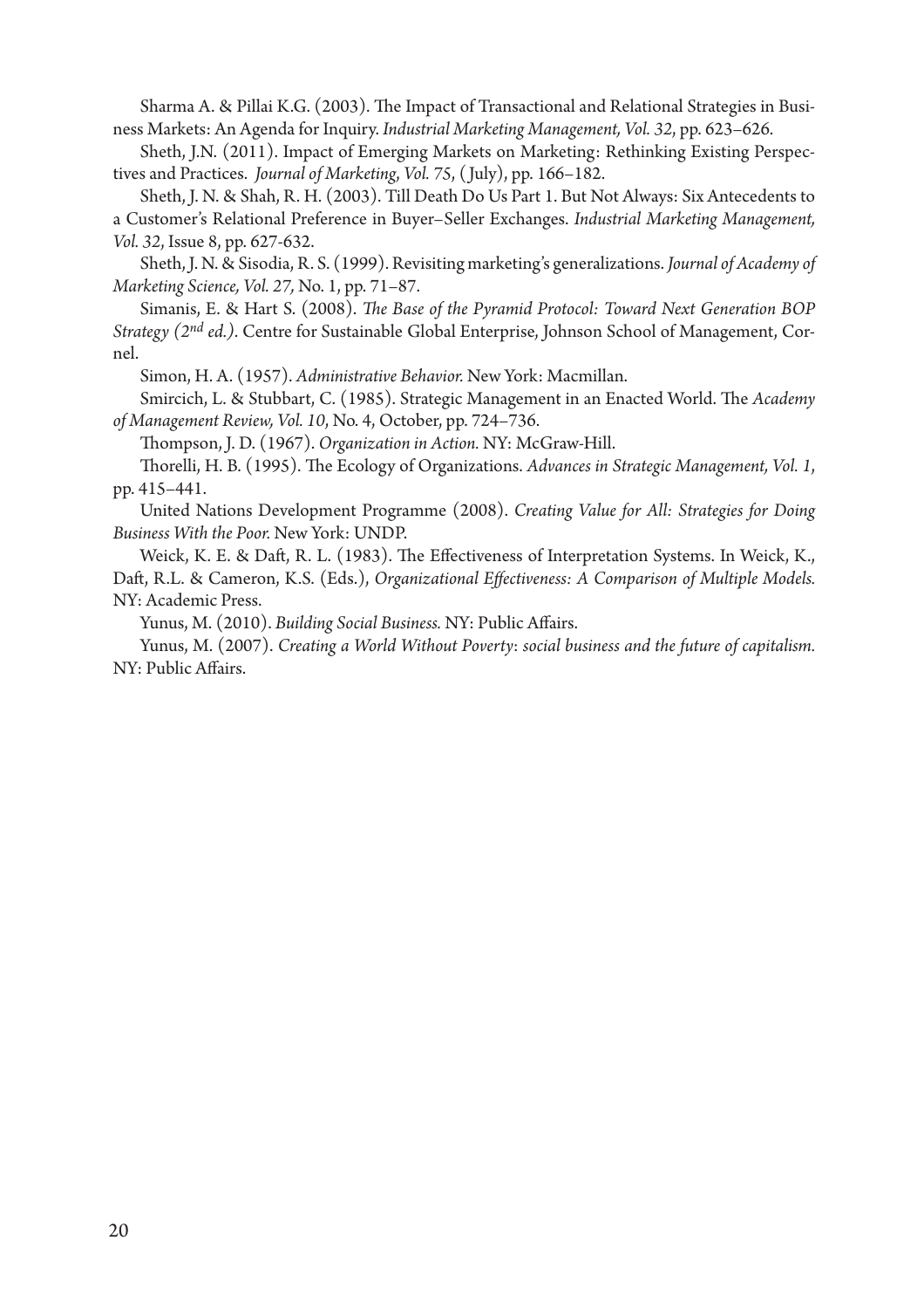Sharma A. & Pillai K.G. (2003). The Impact of Transactional and Relational Strategies in Business Markets: An Agenda for Inquiry. *Industrial Marketing Management, Vol. 32*, pp. 623–626.

Sheth, J.N. (2011). Impact of Emerging Markets on Marketing: Rethinking Existing Perspectives and Practices. *Journal of Marketing, Vol. 75*, (July), pp. 166–182.

Sheth, J. N. & Shah, R. H. (2003). Till Death Do Us Part 1. But Not Always: Six Antecedents to a Customer's Relational Preference in Buyer–Seller Exchanges. *Industrial Marketing Management, Vol. 32*, Issue 8, pp. 627-632.

Sheth, J. N. & Sisodia, R. S. (1999). Revisiting marketing's generalizations. *Journal of Academy of Marketing Science, Vol. 27,* No. 1, pp. 71–87.

Simanis, E. & Hart S. (2008). *The Base of the Pyramid Protocol: Toward Next Generation BOP Strategy (2nd ed.)*. Centre for Sustainable Global Enterprise, Johnson School of Management, Cornel.

Simon, H. A. (1957). *Administrative Behavior.* New York: Macmillan.

Smircich, L. & Stubbart, C. (1985). Strategic Management in an Enacted World. The *Academy of Management Review, Vol. 10*, No. 4, October, pp. 724–736.

Thompson, J. D. (1967). *Organization in Action.* NY: McGraw-Hill.

Thorelli, H. B. (1995). The Ecology of Organizations. *Advances in Strategic Management, Vol. 1*, pp. 415–441.

United Nations Development Programme (2008). *Creating Value for All: Strategies for Doing Business With the Poor.* New York: UNDP.

Weick, K. E. & Daft, R. L. (1983). The Effectiveness of Interpretation Systems. In Weick, K., Daft, R.L. & Cameron, K.S. (Eds.), *Organizational Effectiveness: A Comparison of Multiple Models.* NY: Academic Press.

Yunus, M. (2010). *Building Social Business.* NY: Public Affairs.

Yunus, M. (2007). *Creating a World Without Poverty*: *social business and the future of capitalism.* NY: Public Affairs.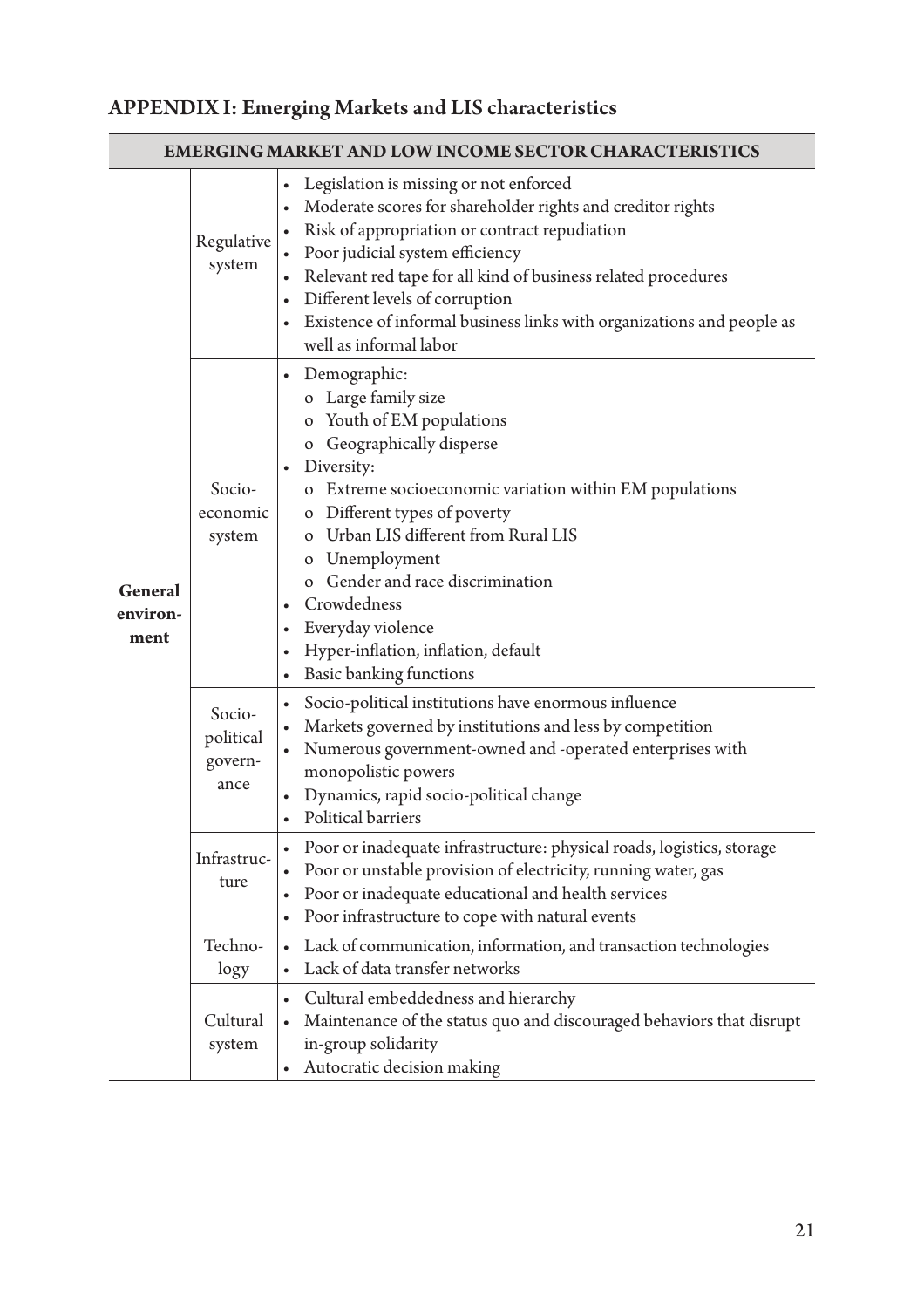## APPENDIX I: Emerging Markets and LIS characteristics

| EMERGING MARKET AND LOW INCOME SECTOR CHARACTERISTICS | | |
|---|---|---|
| **General environment** | Regulative system | • Legislation is missing or not enforced<br>• Moderate scores for shareholder rights and creditor rights<br>• Risk of appropriation or contract repudiation<br>• Poor judicial system efficiency<br>• Relevant red tape for all kind of business related procedures<br>• Different levels of corruption<br>• Existence of informal business links with organizations and people as well as informal labor |
| | Socio-economic system | • Demographic:<br>o Large family size<br>o Youth of EM populations<br>o Geographically disperse<br>• Diversity:<br>o Extreme socioeconomic variation within EM populations<br>o Different types of poverty<br>o Urban LIS different from Rural LIS<br>o Unemployment<br>o Gender and race discrimination<br>• Crowdedness<br>• Everyday violence<br>• Hyper-inflation, inflation, default<br>• Basic banking functions |
| | Socio-political governance | • Socio-political institutions have enormous influence<br>• Markets governed by institutions and less by competition<br>• Numerous government-owned and -operated enterprises with monopolistic powers<br>• Dynamics, rapid socio-political change<br>• Political barriers |
| | Infrastructure | • Poor or inadequate infrastructure: physical roads, logistics, storage<br>• Poor or unstable provision of electricity, running water, gas<br>• Poor or inadequate educational and health services<br>• Poor infrastructure to cope with natural events |
| | Technology | • Lack of communication, information, and transaction technologies<br>• Lack of data transfer networks |
| | Cultural system | • Cultural embeddedness and hierarchy<br>• Maintenance of the status quo and discouraged behaviors that disrupt in-group solidarity<br>• Autocratic decision making |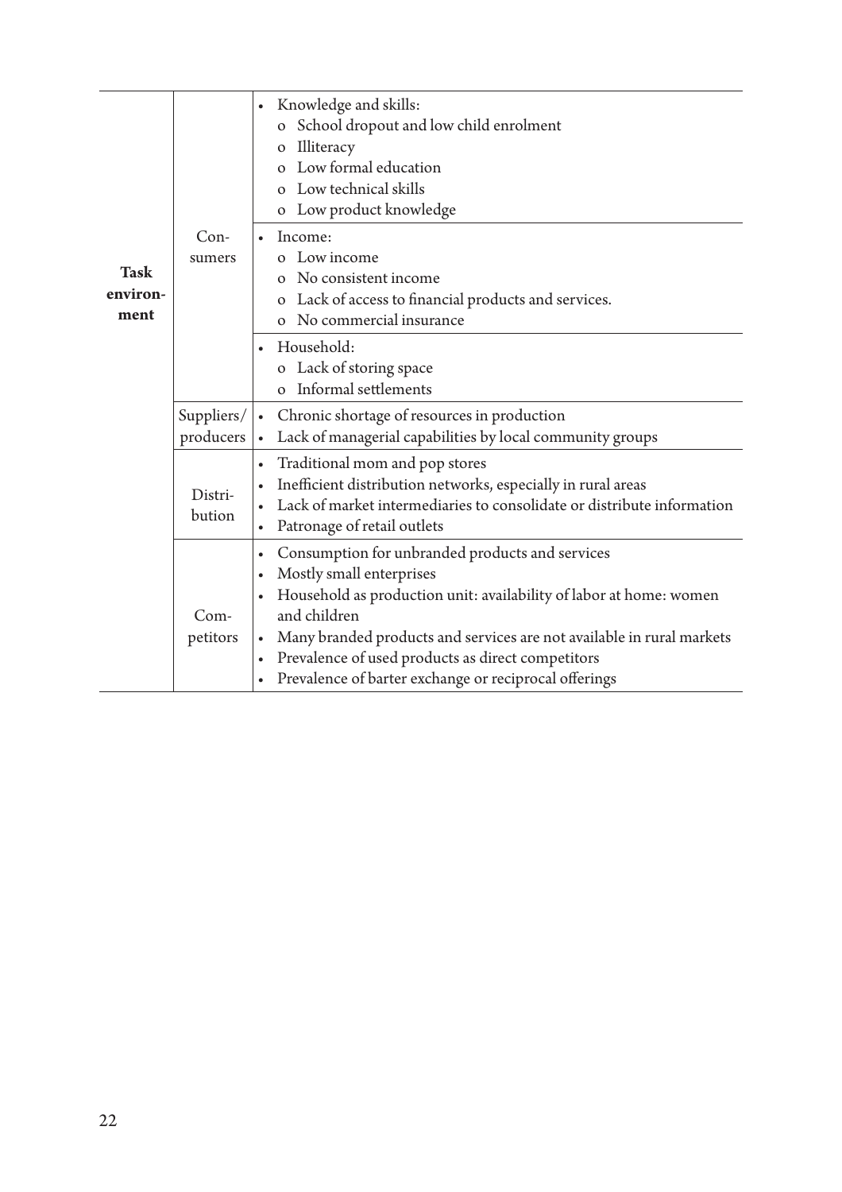| | | |
|---|---|---|
| **Task environment** | Consumers | • Knowledge and skills:<br>o School dropout and low child enrolment<br>o Illiteracy<br>o Low formal education<br>o Low technical skills<br>o Low product knowledge |
| | | • Income:<br>o Low income<br>o No consistent income<br>o Lack of access to financial products and services.<br>o No commercial insurance |
| | | • Household:<br>o Lack of storing space<br>o Informal settlements |
| | Suppliers/ producers | • Chronic shortage of resources in production<br>• Lack of managerial capabilities by local community groups |
| | Distribution | • Traditional mom and pop stores<br>• Inefficient distribution networks, especially in rural areas<br>• Lack of market intermediaries to consolidate or distribute information<br>• Patronage of retail outlets |
| | Competitors | • Consumption for unbranded products and services<br>• Mostly small enterprises<br>• Household as production unit: availability of labor at home: women and children<br>• Many branded products and services are not available in rural markets<br>• Prevalence of used products as direct competitors<br>• Prevalence of barter exchange or reciprocal offerings |